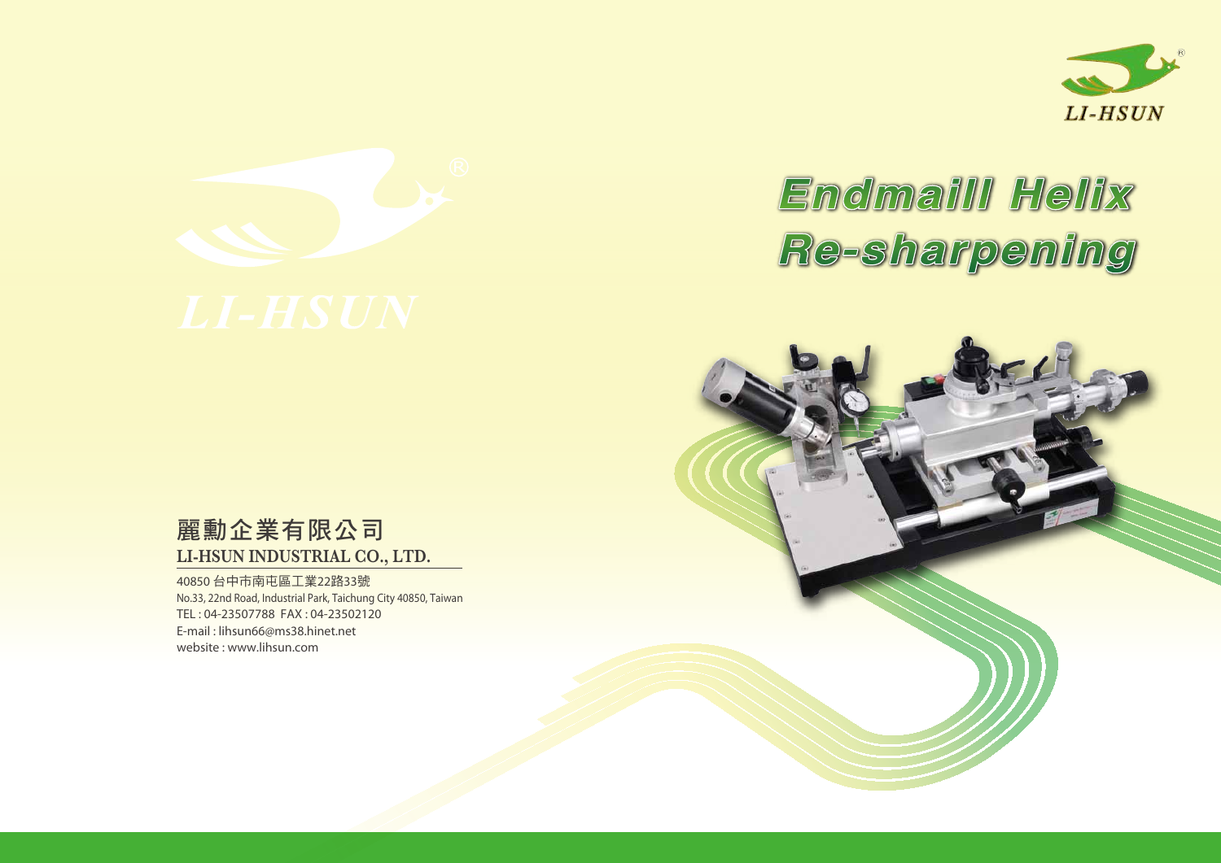LI-HSUN

# Endmaill Helix Re-sharpening

LI-HSUN

**麗勳企業有限公司**

**LI-HSUN INDUSTRIAL CO., LTD.**

40850 台中市南屯區工業22路33號

No.33, 22nd Road, Industrial Park, Taichung City 40850, Taiwan

TEL : 04-23507788 FAX : 04-23502120

E-mail : lihsun66@ms38.hinet.net

website : www.lihsun.com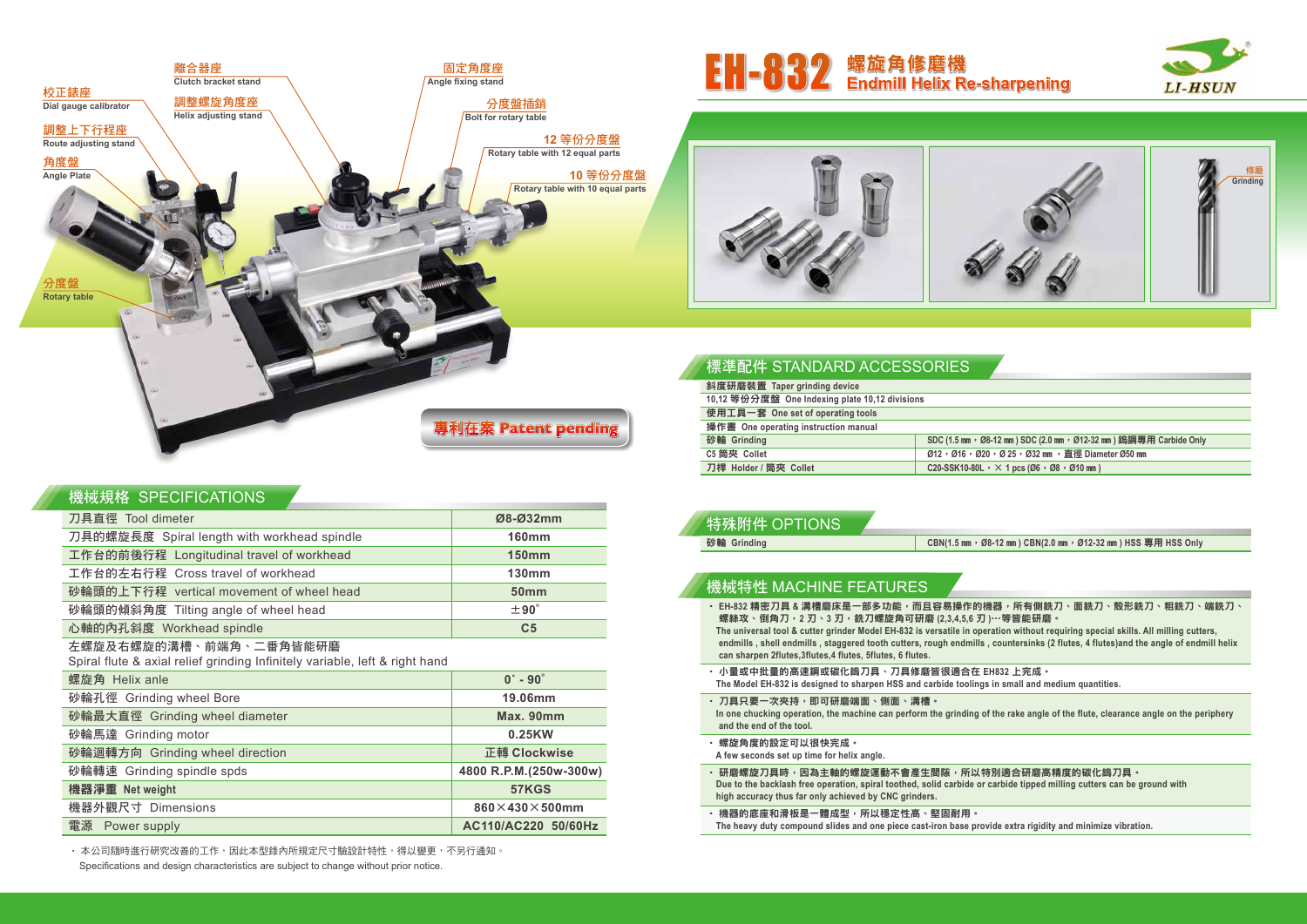# EH-832 螺旋角修磨機 Endmill Helix Re-sharpening

LI-HSUN

- 校正錶座 Dial gauge calibrator
- 離合器座 Clutch bracket stand
- 調整螺旋角度座 Helix adjusting stand
- 固定角度座 Angle fixing stand
- 分度盤插銷 Bolt for rotary table
- 調整上下行程座 Route adjusting stand
- 12 等份分度盤 Rotary table with 12 equal parts
- 角度盤 Angle Plate
- 10 等份分度盤 Rotary table with 10 equal parts
- 分度盤 Rotary table

專利在案 Patent pending

修磨 Grinding

## 機械規格 SPECIFICATIONS

| | |
|---|---|
| 刀具直徑 Tool dimeter | Ø8-Ø32mm |
| 刀具的螺旋長度 Spiral length with workhead spindle | 160mm |
| 工作台的前後行程 Longitudinal travel of workhead | 150mm |
| 工作台的左右行程 Cross travel of workhead | 130mm |
| 砂輪頭的上下行程 vertical movement of wheel head | 50mm |
| 砂輪頭的傾斜角度 Tilting angle of wheel head | ±90˚ |
| 心軸的內孔斜度 Workhead spindle | C5 |
| 左螺旋及右螺旋的溝槽、前端角、二番角皆能研磨 Spiral flute & axial relief grinding Infinitely variable, left & right hand | |
| 螺旋角 Helix anle | 0˚ - 90˚ |
| 砂輪孔徑 Grinding wheel Bore | 19.06mm |
| 砂輪最大直徑 Grinding wheel diameter | Max. 90mm |
| 砂輪馬達 Grinding motor | 0.25KW |
| 砂輪迴轉方向 Grinding wheel direction | 正轉 Clockwise |
| 砂輪轉速 Grinding spindle spds | 4800 R.P.M.(250w-300w) |
| 機器淨重 Net weight | 57KGS |
| 機器外觀尺寸 Dimensions | 860×430×500mm |
| 電源 Power supply | AC110/AC220 50/60Hz |

・本公司隨時進行研究改善的工作，因此本型錄內所規定尺寸驗設計特性，得以變更，不另行通知。
Specifications and design characteristics are subject to change without prior notice.

## 標準配件 STANDARD ACCESSORIES

| | |
|---|---|
| 斜度研磨裝置 Taper grinding device | |
| 10,12 等份分度盤 One Indexing plate 10,12 divisions | |
| 使用工具一套 One set of operating tools | |
| 操作書 One operating instruction manual | |
| 砂輪 Grinding | SDC (1.5 ㎜，Ø8-12 ㎜) SDC (2.0 ㎜，Ø12-32 ㎜) 鎢鋼專用 Carbide Only |
| C5 筒夾 Collet | Ø12，Ø16，Ø20，Ø 25，Ø32 ㎜ ，直徑 Diameter Ø50 ㎜ |
| 刀桿 Holder / 筒夾 Collet | C20-SSK10-80L，× 1 pcs (Ø6，Ø8，Ø10 ㎜) |

## 特殊附件 OPTIONS

| | |
|---|---|
| 砂輪 Grinding | CBN(1.5 ㎜，Ø8-12 ㎜) CBN(2.0 ㎜，Ø12-32 ㎜) HSS 專用 HSS Only |

## 機械特性 MACHINE FEATURES

- EH-832 精密刀具 & 溝槽磨床是一部多功能，而且容易操作的機器，所有側銑刀、面銑刀、穀形銑刀、粗銑刀、端銑刀、螺絲攻、倒角刀，2 刃、3 刃，銑刀螺旋角可研磨 (2,3,4,5,6 刃)…等皆能研磨。
  The universal tool & cutter grinder Model EH-832 is versatile in operation without requiring special skills. All milling cutters, endmills , shell endmills , staggered tooth cutters, rough endmills , countersinks (2 flutes, 4 flutes)and the angle of endmill helix can sharpen 2flutes,3flutes,4 flutes, 5flutes, 6 flutes.
- 小量或中批量的高速鋼或碳化鎢刀具、刀具修磨皆很適合在 EH832 上完成。
  The Model EH-832 is designed to sharpen HSS and carbide toolings in small and medium quantities.
- 刀具只要一次夾持，即可研磨端面、側面、溝槽。
  In one chucking operation, the machine can perform the grinding of the rake angle of the flute, clearance angle on the periphery and the end of the tool.
- 螺旋角度的設定可以很快完成。
  A few seconds set up time for helix angle.
- 研磨螺旋刀具時，因為主軸的螺旋運動不會產生間隙，所以特別適合研磨高精度的碳化鎢刀具。
  Due to the backlash free operation, spiral toothed, solid carbide or carbide tipped milling cutters can be ground with high accuracy thus far only achieved by CNC grinders.
- 機器的底座和滑板是一體成型，所以穩定性高、堅固耐用。
  The heavy duty compound slides and one piece cast-iron base provide extra rigidity and minimize vibration.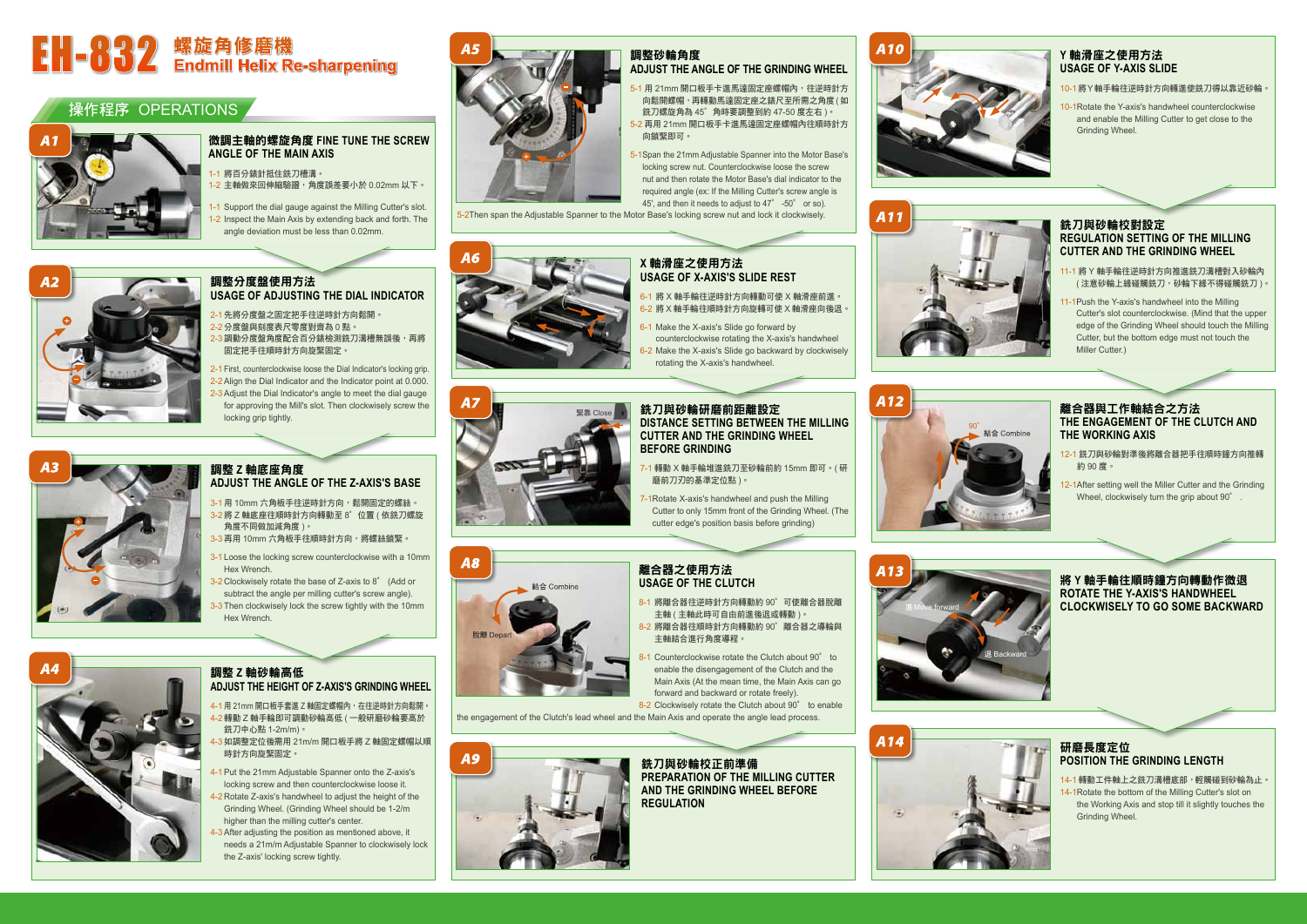# EH-832 螺旋角修磨機 Endmill Helix Re-sharpening

## 操作程序 OPERATIONS

### A1 微調主軸的螺旋角度 FINE TUNE THE SCREW ANGLE OF THE MAIN AXIS

1-1 將百分錶針抵住銑刀槽溝。
1-2 主軸做來回伸縮驗證，角度誤差要小於 0.02mm 以下。

1-1 Support the dial gauge against the Milling Cutter's slot.
1-2 Inspect the Main Axis by extending back and forth. The angle deviation must be less than 0.02mm.

### A2 調整分度盤使用方法 USAGE OF ADJUSTING THE DIAL INDICATOR

2-1 先將分度盤之固定把手往逆時針方向鬆開。
2-2 分度盤與刻度表尺零度對齊為 0 點。
2-3 調動分度盤角度配合百分錶檢測銑刀溝槽無誤後，再將固定把手往順時針方向旋緊固定。

2-1 First, counterclockwise loose the Dial Indicator's locking grip.
2-2 Align the Dial Indicator and the Indicator point at 0.000.
2-3 Adjust the Dial Indicator's angle to meet the dial gauge for approving the Mill's slot. Then clockwisely screw the locking grip tightly.

### A3 調整 Z 軸底座角度 ADJUST THE ANGLE OF THE Z-AXIS'S BASE

3-1 用 10mm 六角板手往逆時針方向，鬆開固定的螺絲。
3-2 將 Z 軸底座往順時針方向轉動至 8° 位置 ( 依銑刀螺旋角度不同做加減角度 )。
3-3 再用 10mm 六角板手往順時針方向，將螺絲鎖緊。

3-1 Loose the locking screw counterclockwise with a 10mm Hex Wrench.
3-2 Clockwisely rotate the base of Z-axis to 8° (Add or subtract the angle per milling cutter's screw angle).
3-3 Then clockwisely lock the screw tightly with the 10mm Hex Wrench.

### A4 調整 Z 軸砂輪高低 ADJUST THE HEIGHT OF Z-AXIS'S GRINDING WHEEL

4-1 用 21mm 開口板手套進 Z 軸固定螺帽內，在往逆時針方向鬆開。
4-2 轉動 Z 軸手輪即可調動砂輪高低 ( 一般研磨砂輪要高於銑刀中心點 1-2m/m )。
4-3 如調整定位後需用 21m/m 開口板手將 Z 軸固定螺帽以順時針方向鎖緊固定。

4-1 Put the 21mm Adjustable Spanner onto the Z-axis's locking screw and then counterclockwise loose it.
4-2 Rotate Z-axis's handwheel to adjust the height of the Grinding Wheel. (Grinding Wheel should be 1-2/m higher than the milling cutter's center.
4-3 After adjusting the position as mentioned above, it needs a 21m/m Adjustable Spanner to clockwisely lock the Z-axis' locking screw tightly.

### A5 調整砂輪角度 ADJUST THE ANGLE OF THE GRINDING WHEEL

5-1 用 21mm 開口板手卡進馬達固定座螺帽內，往逆時針方向鬆開螺帽，再轉動馬達固定座之錶尺至所需之角度 ( 如銑刀螺旋角為 45° 角時要調整到約 47-50 度左右 )。
5-2 再用 21mm 開口板手卡進馬達固定座螺帽內往順時針方向鎖緊即可。

5-1 Span the 21mm Adjustable Spanner into the Motor Base's locking screw nut. Counterclockwise loose the screw nut and then rotate the Motor Base's dial indicator to the required angle (ex: If the Milling Cutter's screw angle is 45°, and then it needs to adjust to 47° -50° or so).
5-2 Then span the Adjustable Spanner to the Motor Base's locking screw nut and lock it clockwisely.

### A6 X 軸滑座之使用方法 USAGE OF X-AXIS'S SLIDE REST

6-1 將 X 軸手輪往逆時針方向轉動可使 X 軸滑座前進。
6-2 將 X 軸手輪往順時針方向旋轉可使 X 軸滑座向後退。

6-1 Make the X-axis's Slide go forward by counterclockwise rotating the X-axis's handwheel
6-2 Make the X-axis's Slide go backward by clockwisely rotating the X-axis's handwheel.

### A7 銑刀與砂輪研磨前距離設定 DISTANCE SETTING BETWEEN THE MILLING CUTTER AND THE GRINDING WHEEL BEFORE GRINDING

緊靠 Close

7-1 轉動 X 軸手輪推進銑刀至砂輪前約 15mm 即可。( 研磨前刀刃的基準定位點 )。

7-1 Rotate X-axis's handwheel and push the Milling Cutter to only 15mm front of the Grinding Wheel. (The cutter edge's position basis before grinding)

### A8 離合器之使用方法 USAGE OF THE CLUTCH

結合 Combine
脫離 Depart

8-1 將離合器往逆時針方向轉動約 90° 可使離合器脫離主軸 ( 主軸此時可自由前進後退或轉動 )。
8-2 將離合器往順時針方向轉動約 90° 離合器之導輪與主軸結合進行角度導程。

8-1 Counterclockwise rotate the Clutch about 90° to enable the disengagement of the Clutch and the Main Axis (At the mean time, the Main Axis can go forward and backward or rotate freely).
8-2 Clockwisely rotate the Clutch about 90° to enable the engagement of the Clutch's lead wheel and the Main Axis and operate the angle lead process.

### A9 銑刀與砂輪校正前準備 PREPARATION OF THE MILLING CUTTER AND THE GRINDING WHEEL BEFORE REGULATION

### A10 Y 軸滑座之使用方法 USAGE OF Y-AXIS SLIDE

10-1 將 Y 軸手輪往逆時針方向轉進使銑刀得以靠近砂輪。

10-1 Rotate the Y-axis's handwheel counterclockwise and enable the Milling Cutter to get close to the Grinding Wheel.

### A11 銑刀與砂輪校對設定 REGULATION SETTING OF THE MILLING CUTTER AND THE GRINDING WHEEL

11-1 將 Y 軸手輪往逆時針方向推進銑刀溝槽對入砂輪內 ( 注意砂輪上緣碰觸銑刀，砂輪下緣不得碰觸銑刀 )。

11-1 Push the Y-axis's handwheel into the Milling Cutter's slot counterclockwise. (Mind that the upper edge of the Grinding Wheel should touch the Milling Cutter, but the bottom edge must not touch the Miller Cutter.)

### A12 離合器與工作軸結合之方法 THE ENGAGEMENT OF THE CLUTCH AND THE WORKING AXIS

90°
結合 Combine

12-1 銑刀與砂輪對準後將離合器把手往順時鐘方向推轉約 90 度。

12-1 After setting well the Miller Cutter and the Grinding Wheel, clockwisely turn the grip about 90°.

### A13 將 Y 軸手輪往順時鐘方向轉動作微退 ROTATE THE Y-AXIS'S HANDWHEEL CLOCKWISELY TO GO SOME BACKWARD

進 Move forward
退 Backward

### A14 研磨長度定位 POSITION THE GRINDING LENGTH

14-1 轉動工件軸上之銑刀溝槽底部，輕觸碰到砂輪為止。
14-1 Rotate the bottom of the Milling Cutter's slot on the Working Axis and stop till it slightly touches the Grinding Wheel.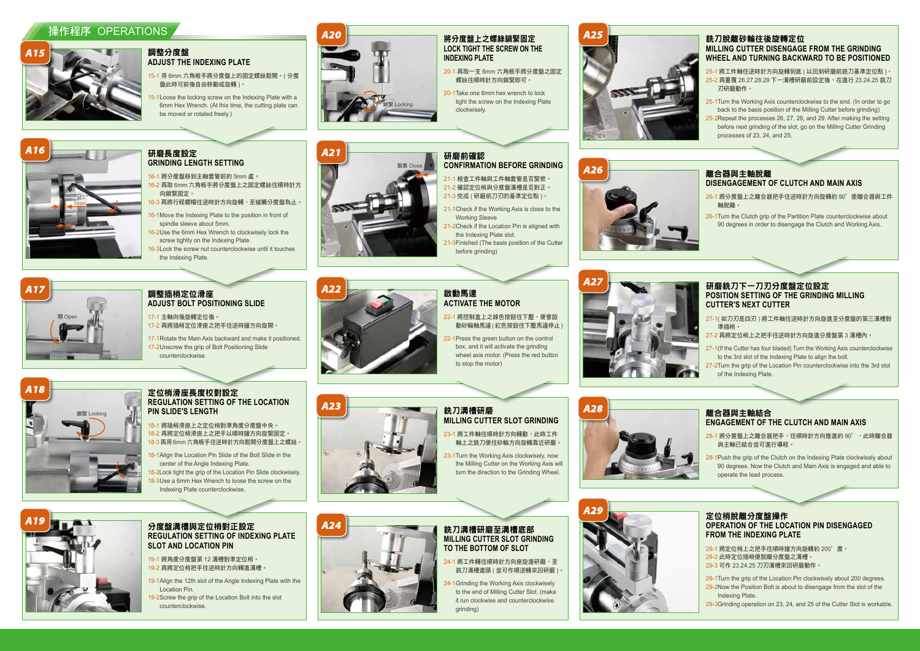## 操作程序 OPERATIONS

### A15

#### 調整分度盤
#### ADJUST THE INDEXING PLATE

15-1 用 6mm 六角板手將分度盤上的固定螺絲鬆開。( 分度盤此時可前後自由移動或旋轉 )。

15-1Loose the locking screw on the Indexing Plate with a 6mm Hex Wrench. (At this time, the cutting plate can be moved or rotated freely.)

### A16

5mm

#### 研磨長度設定
#### GRINDING LENGTH SETTING

16-1 將分度盤移到主軸套管前約 5mm 處。
16-2 再取 6mm 六角板手將分度盤上之固定螺絲往順時針方向鎖緊固定。
16-3 再將行程螺帽往逆時針方向旋轉，至緩觸分度盤為止。

16-1Move the Indexing Plate to the position in front of spindle sleeve about 5mm.
16-2Use the 6mm Hex Wrench to clockwisely lock the screw tightly on the Indexing Plate.
16-3Lock the screw nut counterclockwise until it touches the Indexing Plate.

### A17

開 Open

#### 調整插梢定位滑座
#### ADJUST BOLT POSITIONING SLIDE

17-1 主軸向後旋轉定位後。
17-2 再將插梢定位滑座之把手往逆時鐘方向旋開。

17-1Rotate the Main Axis backward and make it positioned.
17-2Unscrew the grip of Bolt Positioning Slide counterclockwise.

### A18

鎖緊 Locking

#### 定位梢滑座長度校對設定
#### REGULATION SETTING OF THE LOCATION PIN SLIDE'S LENGTH

18-1 將插梢滑座上之定位梢對準角度分度盤中央。
18-2 再將定位梢滑座上之把手以順時鐘方向旋緊固定。
18-3 再用 6mm 六角板手往逆時針方向鬆開分度盤上之螺絲。

18-1Align the Location Pin Slide of the Bolt Slide in the center of the Angle Indexing Plate.
18-2Lock tight the grip of the Location Pin Slide clockwisely.
18-3Use a 6mm Hex Wrench to loose the screw on the Indexing Plate counterclockwise.

### A19

#### 分度盤溝槽與定位梢對正設定
#### REGULATION SETTING OF INDEXING PLATE SLOT AND LOCATION PIN

19-1 將角度分度盤第 12 溝槽對準定位梢。
19-2 再將定位梢把手往逆時針方向轉進溝槽。

19-1Align the 12th slot of the Angle Indexing Plate with the Location Pin.
19-2Screw the grip of the Location Bolt into the slot counterclockwise.

### A20

鎖緊 Locking

#### 將分度盤上之螺絲鎖緊固定
#### LOCK TIGHT THE SCREW ON THE INDEXING PLATE

20-1 再取一支 6mm 六角板手將分度盤之固定螺絲往順時針方向鎖緊即可。

20-1Take one 6mm hex wrench to lock tight the screw on the Indexing Plate clockwisely.

### A21

緊靠 Close

#### 研磨前確認
#### CONFIRMATION BEFORE GRINDING

21-1 檢查工件軸與工件軸套管是否緊密。
21-2 確認定位梢與分度盤溝槽是否對正。
21-3 完成 ( 研磨前刀刃的基準定位點 )。

21-1Check if the Working Axis is close to the Working Sleeve
21-2Check if the Location Pin is aligned with the Indexing Plate slot.
21-3Finished (The basis position of the Cutter before grinding)

### A22

#### 啟動馬達
#### ACTIVATE THE MOTOR

22-1 將控制盒上之綠色按鈕往下壓，便會啟動砂輪軸馬達 ( 紅色按鈕往下壓馬達停止 )

22-1Press the green button on the control box, and it will activate the grinding wheel axis motor. (Press the red button to stop the motor)

### A23

#### 銑刀溝槽研磨
#### MILLING CUTTER SLOT GRINDING

23-1 將工件軸往順時針方向轉動，此時工件軸上之銑刀便往砂輪方向旋轉靠近研磨。

23-1Turn the Working Axis clockwisely, now the Milling Cutter on the Working Axis will turn the direction to the Grinding Wheel.

### A24

#### 銑刀溝槽研磨至溝槽底部
#### MILLING CUTTER SLOT GRINDING TO THE BOTTOM OF SLOT

24-1 將工件軸往順時針方向座旋進研磨，至銑刀溝槽進頭 ( 並可作順逆轉來回研磨 )。

24-1Grinding the Working Axis clockwisely to the end of Milling Cutter Slot. (make it run clockwise and counterclockwise grinding)

### A25

#### 銑刀脫離砂輪往後旋轉定位
#### MILLING CUTTER DISENGAGE FROM THE GRINDING WHEEL AND TURNING BACKWARD TO BE POSITIONED

25-1 將工件軸往逆時針方向轉到底 ( 以回到研磨前銑刀基準定位點 )。
25-2 再重覆 26.27.28.29 下一溝槽研磨前設定後，在進行 23.24.25 銑刀刃研磨動作。

25-1Turn the Working Axis counterclockwise to the end. (In order to go back to the basis position of the Milling Cutter before grinding)
25-2Repeat the processes 26, 27, 28, and 29. After making the setting before next grinding of the slot, go on the Milling Cutter Grinding processes of 23, 24, and 25.

### A26

#### 離合器與主軸脫離
#### DISENGAGEMENT OF CLUTCH AND MAIN AXIS

26-1 將分度盤上之離合器把手往逆時針方向轉約 90˚ 使離合器與工件軸脫離。

26-1Turn the Clutch grip of the Partition Plate counterclockwise about 90 degrees in order to disengage the Clutch and Working Axis.

### A27

#### 研磨銑刀下一刀刃分度盤定位設定
#### POSITION SETTING OF THE GRINDING MILLING CUTTER'S NEXT CUTTER

27-1( 如刀刃是四刃 ) 將工件軸往逆時針方向旋進至分度盤的第三溝槽對準插梢。
27-2 再將定位梢上之把手往逆時針方向旋進分度盤第 3 溝槽內。

27-1(If the Cutter has four bladed) Turn the Working Axis counterclockwise to the 3rd slot of the Indexing Plate to align the bolt.
27-2Turn the grip of the Location Pin counterclockwise into the 3rd slot of the Indexing Plate.

### A28

#### 離合器與主軸結合
#### ENGAGEMENT OF THE CLUTCH AND MAIN AXIS

28-1 將分度盤上之離合器把手，往順時針方向推進約 90˚，此時離合器與主軸已結合並可進行導程。

28-1Push the grip of the Clutch on the Indexing Plate clockwisely about 90 degrees. Now the Clutch and Main Axis is engaged and able to operate the lead process.

### A29

#### 定位梢脫離分度盤操作
#### OPERATION OF THE LOCATION PIN DISENGAGED FROM THE INDEXING PLATE

29-1 將定位梢上之把手往順時鐘方向旋轉約 200˚ 度。
29-2 此時定位插梢便脫離分度盤之溝槽。
29-3 可作 23.24.25 刀刃溝槽來回研磨動作。

29-1Turn the grip of the Location Pin clockwisely about 200 degrees.
29-2Now the Position Bolt is about to disengage from the slot of the Indexing Plate.
29-3Grinding operation on 23, 24, and 25 of the Cutter Slot is workable.